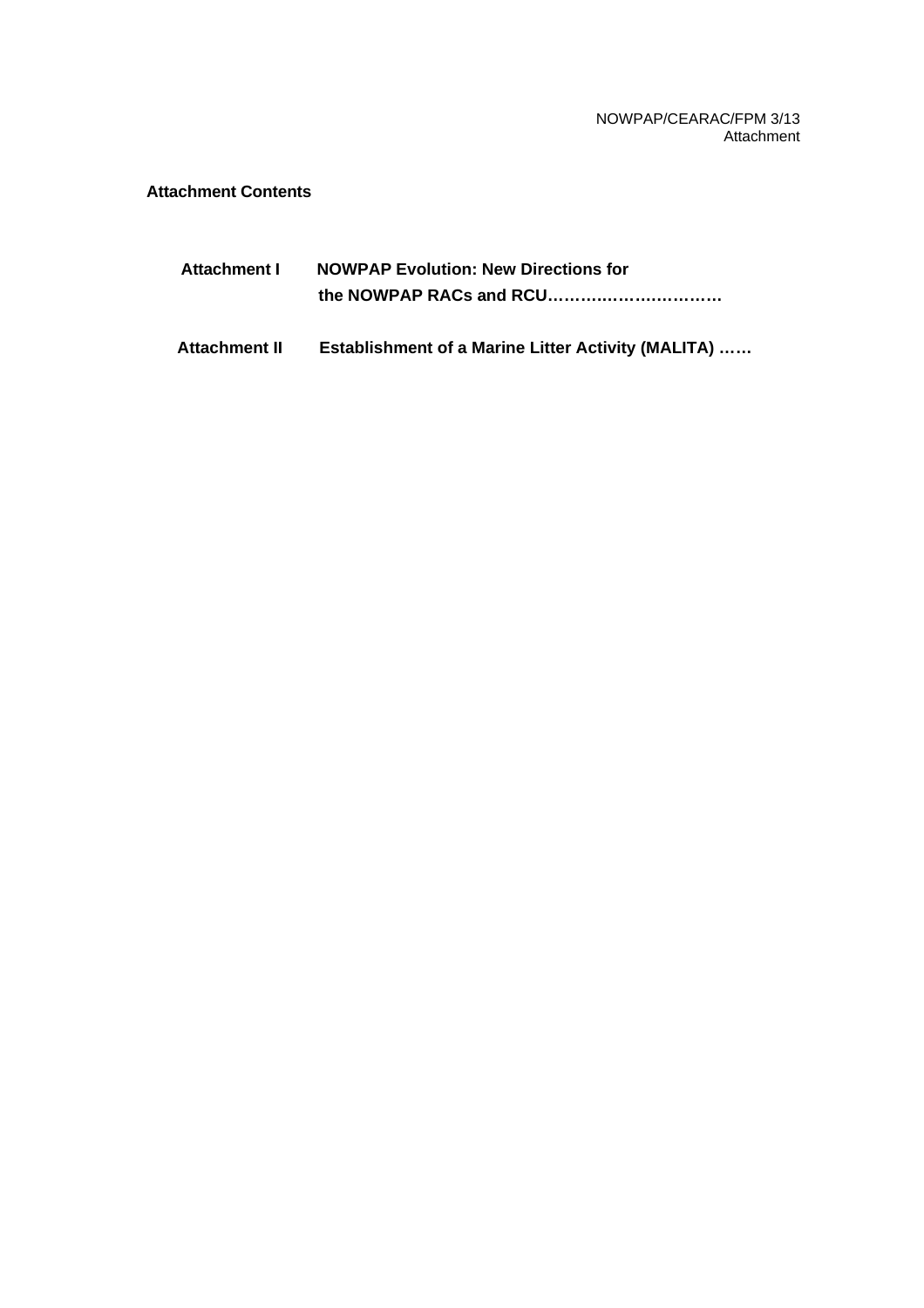NOWPAP/CEARAC/FPM 3/13
Attachment

**Attachment Contents**

| | |
|---|---|
| **Attachment I** | **NOWPAP Evolution: New Directions for the NOWPAP RACs and RCU…………..…………………** |
| **Attachment II** | **Establishment of a Marine Litter Activity (MALITA) ……** |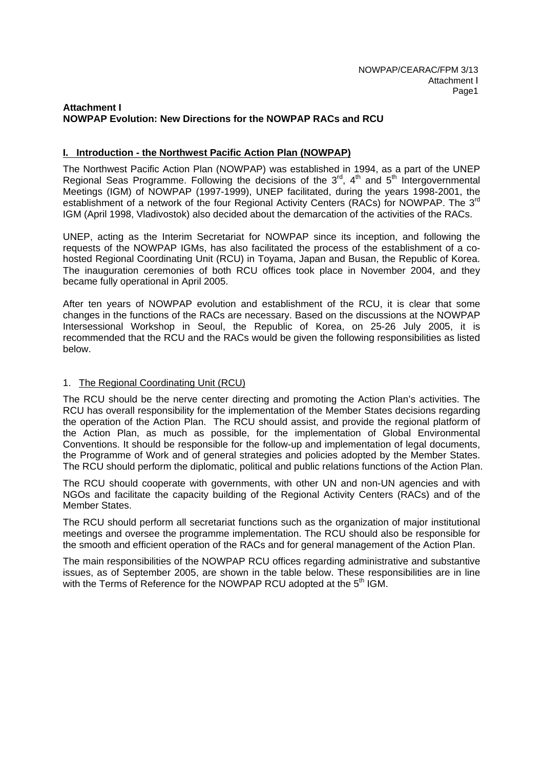## Attachment I
## NOWPAP Evolution: New Directions for the NOWPAP RACs and RCU

### I. Introduction - the Northwest Pacific Action Plan (NOWPAP)

The Northwest Pacific Action Plan (NOWPAP) was established in 1994, as a part of the UNEP Regional Seas Programme. Following the decisions of the 3rd, 4th and 5th Intergovernmental Meetings (IGM) of NOWPAP (1997-1999), UNEP facilitated, during the years 1998-2001, the establishment of a network of the four Regional Activity Centers (RACs) for NOWPAP. The 3rd IGM (April 1998, Vladivostok) also decided about the demarcation of the activities of the RACs.

UNEP, acting as the Interim Secretariat for NOWPAP since its inception, and following the requests of the NOWPAP IGMs, has also facilitated the process of the establishment of a co-hosted Regional Coordinating Unit (RCU) in Toyama, Japan and Busan, the Republic of Korea. The inauguration ceremonies of both RCU offices took place in November 2004, and they became fully operational in April 2005.

After ten years of NOWPAP evolution and establishment of the RCU, it is clear that some changes in the functions of the RACs are necessary. Based on the discussions at the NOWPAP Intersessional Workshop in Seoul, the Republic of Korea, on 25-26 July 2005, it is recommended that the RCU and the RACs would be given the following responsibilities as listed below.

#### 1. The Regional Coordinating Unit (RCU)

The RCU should be the nerve center directing and promoting the Action Plan's activities. The RCU has overall responsibility for the implementation of the Member States decisions regarding the operation of the Action Plan. The RCU should assist, and provide the regional platform of the Action Plan, as much as possible, for the implementation of Global Environmental Conventions. It should be responsible for the follow-up and implementation of legal documents, the Programme of Work and of general strategies and policies adopted by the Member States. The RCU should perform the diplomatic, political and public relations functions of the Action Plan.

The RCU should cooperate with governments, with other UN and non-UN agencies and with NGOs and facilitate the capacity building of the Regional Activity Centers (RACs) and of the Member States.

The RCU should perform all secretariat functions such as the organization of major institutional meetings and oversee the programme implementation. The RCU should also be responsible for the smooth and efficient operation of the RACs and for general management of the Action Plan.

The main responsibilities of the NOWPAP RCU offices regarding administrative and substantive issues, as of September 2005, are shown in the table below. These responsibilities are in line with the Terms of Reference for the NOWPAP RCU adopted at the 5th IGM.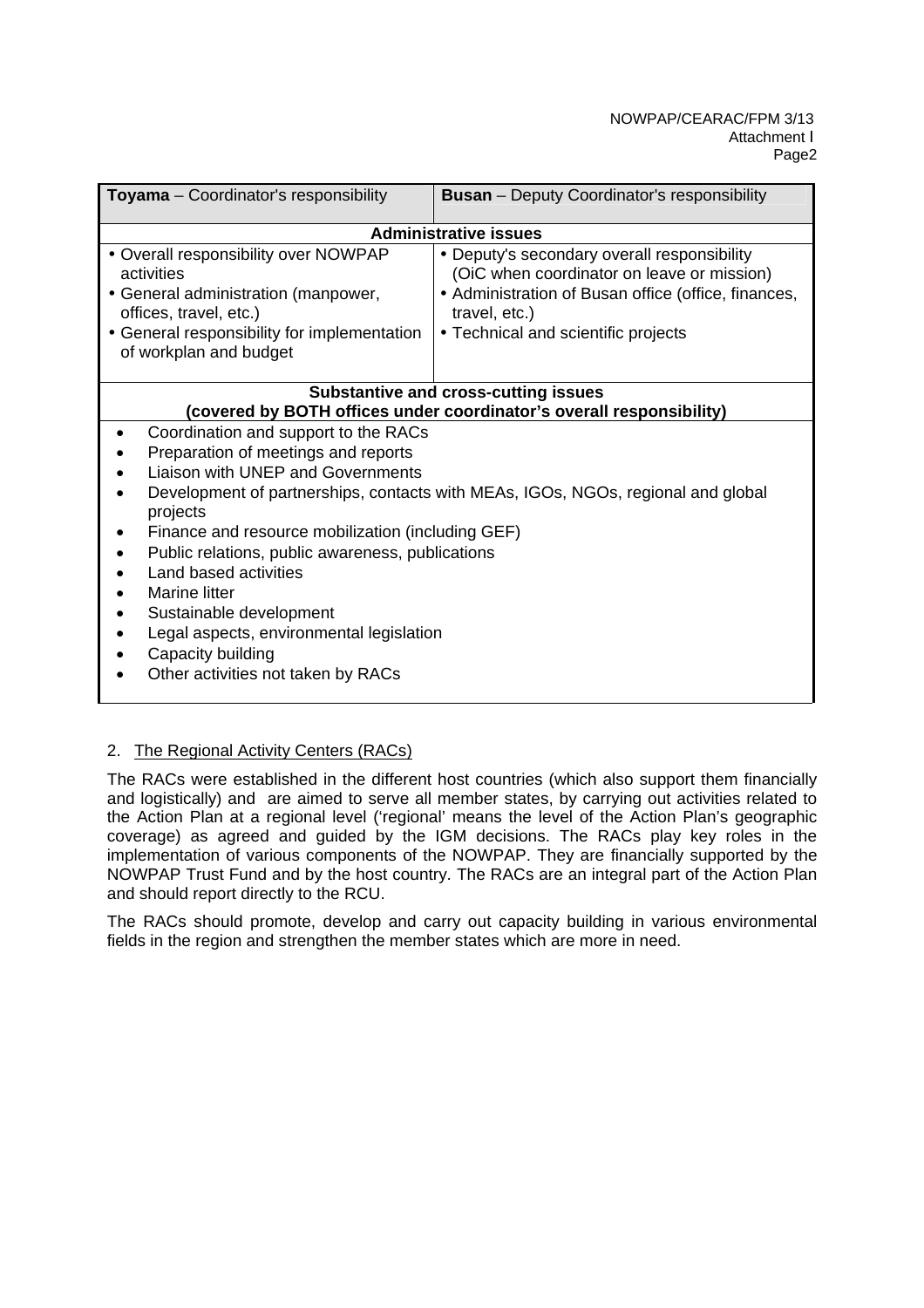| **Toyama** – Coordinator's responsibility | **Busan** – Deputy Coordinator's responsibility |
| --- | --- |
| **Administrative issues** | |
| • Overall responsibility over NOWPAP activities<br>• General administration (manpower, offices, travel, etc.)<br>• General responsibility for implementation of workplan and budget | • Deputy's secondary overall responsibility (OiC when coordinator on leave or mission)<br>• Administration of Busan office (office, finances, travel, etc.)<br>• Technical and scientific projects |
| **Substantive and cross-cutting issues (covered by BOTH offices under coordinator's overall responsibility)** | |
| • Coordination and support to the RACs<br>• Preparation of meetings and reports<br>• Liaison with UNEP and Governments<br>• Development of partnerships, contacts with MEAs, IGOs, NGOs, regional and global projects<br>• Finance and resource mobilization (including GEF)<br>• Public relations, public awareness, publications<br>• Land based activities<br>• Marine litter<br>• Sustainable development<br>• Legal aspects, environmental legislation<br>• Capacity building<br>• Other activities not taken by RACs | |

2. The Regional Activity Centers (RACs)

The RACs were established in the different host countries (which also support them financially and logistically) and are aimed to serve all member states, by carrying out activities related to the Action Plan at a regional level ('regional' means the level of the Action Plan's geographic coverage) as agreed and guided by the IGM decisions. The RACs play key roles in the implementation of various components of the NOWPAP. They are financially supported by the NOWPAP Trust Fund and by the host country. The RACs are an integral part of the Action Plan and should report directly to the RCU.

The RACs should promote, develop and carry out capacity building in various environmental fields in the region and strengthen the member states which are more in need.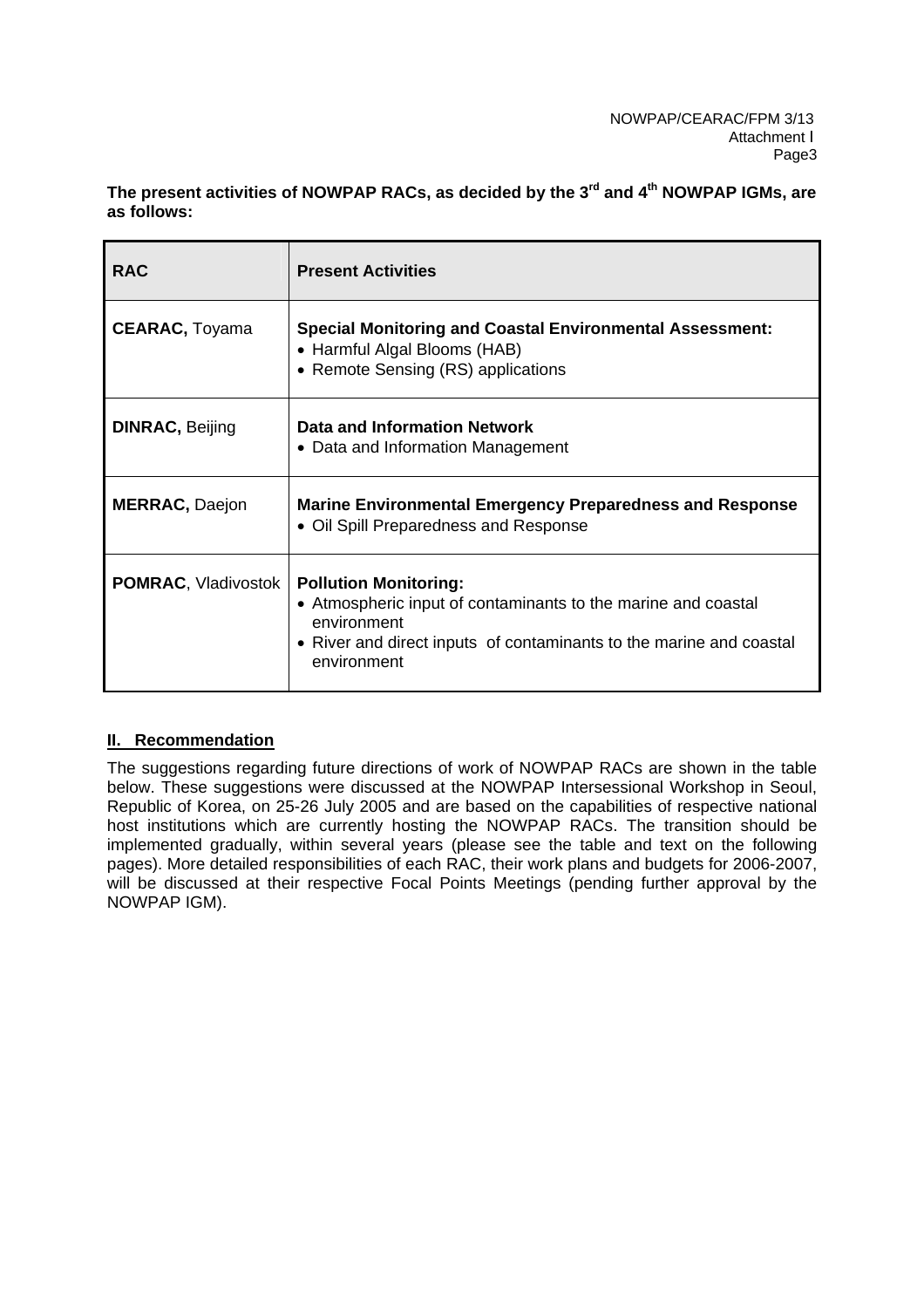**The present activities of NOWPAP RACs, as decided by the 3rd and 4th NOWPAP IGMs, are as follows:**

| RAC | Present Activities |
|---|---|
| **CEARAC,** Toyama | **Special Monitoring and Coastal Environmental Assessment:**<br>• Harmful Algal Blooms (HAB)<br>• Remote Sensing (RS) applications |
| **DINRAC,** Beijing | **Data and Information Network**<br>• Data and Information Management |
| **MERRAC,** Daejon | **Marine Environmental Emergency Preparedness and Response**<br>• Oil Spill Preparedness and Response |
| **POMRAC**, Vladivostok | **Pollution Monitoring:**<br>• Atmospheric input of contaminants to the marine and coastal environment<br>• River and direct inputs of contaminants to the marine and coastal environment |

## II. Recommendation

The suggestions regarding future directions of work of NOWPAP RACs are shown in the table below. These suggestions were discussed at the NOWPAP Intersessional Workshop in Seoul, Republic of Korea, on 25-26 July 2005 and are based on the capabilities of respective national host institutions which are currently hosting the NOWPAP RACs. The transition should be implemented gradually, within several years (please see the table and text on the following pages). More detailed responsibilities of each RAC, their work plans and budgets for 2006-2007, will be discussed at their respective Focal Points Meetings (pending further approval by the NOWPAP IGM).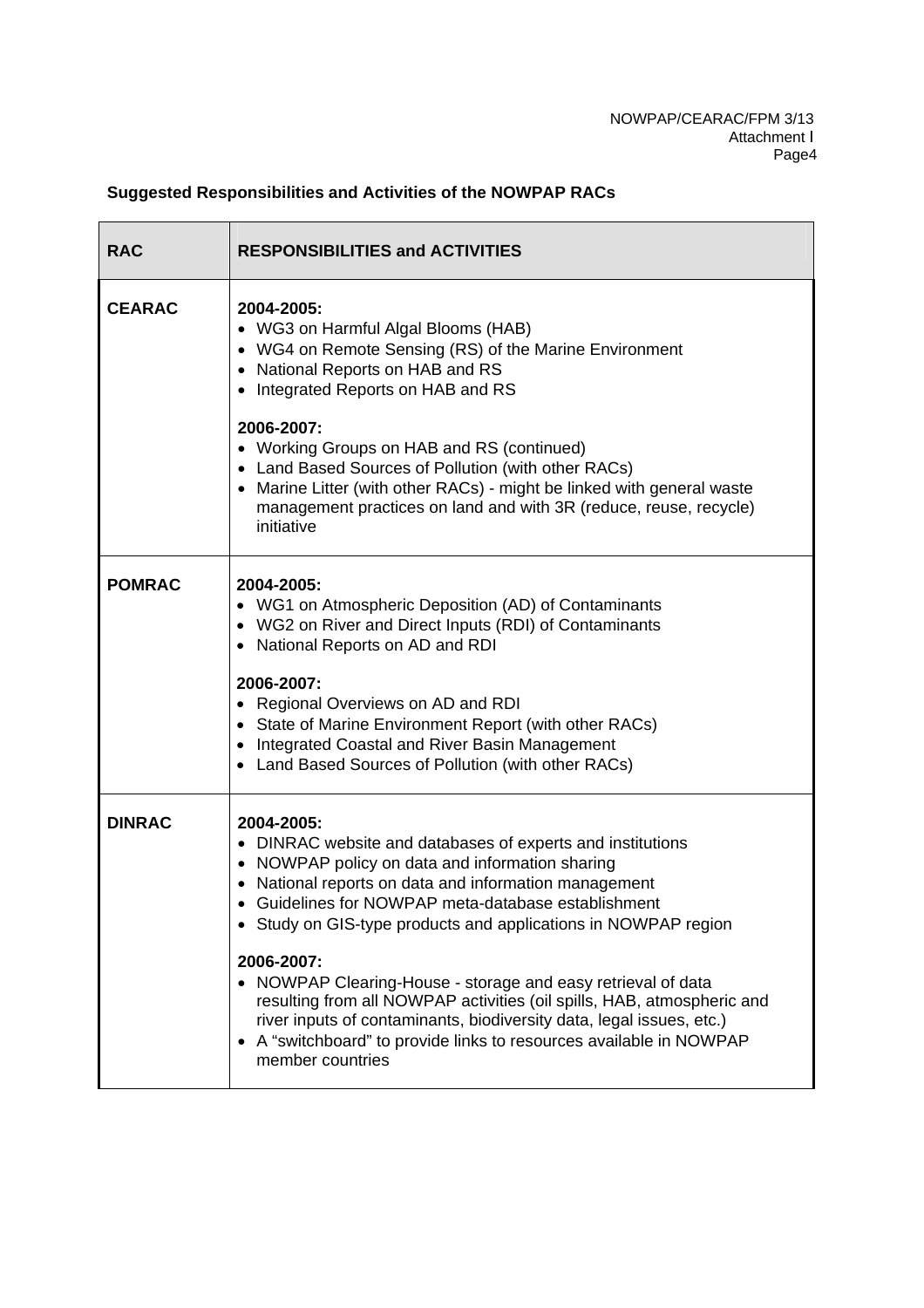**Suggested Responsibilities and Activities of the NOWPAP RACs**

| RAC | RESPONSIBILITIES and ACTIVITIES |
|---|---|
| **CEARAC** | **2004-2005:**<br>• WG3 on Harmful Algal Blooms (HAB)<br>• WG4 on Remote Sensing (RS) of the Marine Environment<br>• National Reports on HAB and RS<br>• Integrated Reports on HAB and RS<br><br>**2006-2007:**<br>• Working Groups on HAB and RS (continued)<br>• Land Based Sources of Pollution (with other RACs)<br>• Marine Litter (with other RACs) - might be linked with general waste management practices on land and with 3R (reduce, reuse, recycle) initiative |
| **POMRAC** | **2004-2005:**<br>• WG1 on Atmospheric Deposition (AD) of Contaminants<br>• WG2 on River and Direct Inputs (RDI) of Contaminants<br>• National Reports on AD and RDI<br><br>**2006-2007:**<br>• Regional Overviews on AD and RDI<br>• State of Marine Environment Report (with other RACs)<br>• Integrated Coastal and River Basin Management<br>• Land Based Sources of Pollution (with other RACs) |
| **DINRAC** | **2004-2005:**<br>• DINRAC website and databases of experts and institutions<br>• NOWPAP policy on data and information sharing<br>• National reports on data and information management<br>• Guidelines for NOWPAP meta-database establishment<br>• Study on GIS-type products and applications in NOWPAP region<br><br>**2006-2007:**<br>• NOWPAP Clearing-House - storage and easy retrieval of data resulting from all NOWPAP activities (oil spills, HAB, atmospheric and river inputs of contaminants, biodiversity data, legal issues, etc.)<br>• A "switchboard" to provide links to resources available in NOWPAP member countries |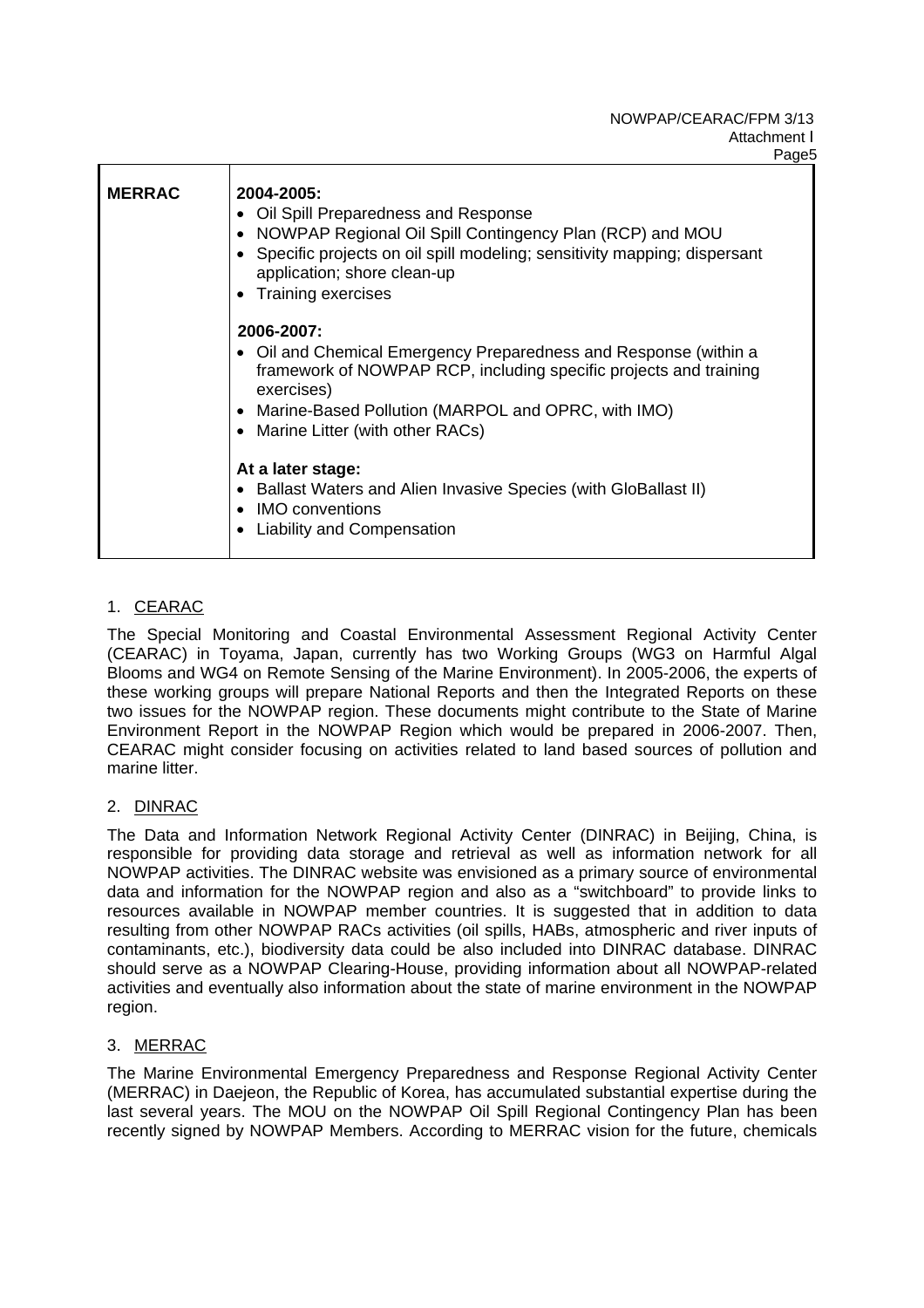| MERRAC | **2004-2005:**<br>• Oil Spill Preparedness and Response<br>• NOWPAP Regional Oil Spill Contingency Plan (RCP) and MOU<br>• Specific projects on oil spill modeling; sensitivity mapping; dispersant application; shore clean-up<br>• Training exercises<br><br>**2006-2007:**<br>• Oil and Chemical Emergency Preparedness and Response (within a framework of NOWPAP RCP, including specific projects and training exercises)<br>• Marine-Based Pollution (MARPOL and OPRC, with IMO)<br>• Marine Litter (with other RACs)<br><br>**At a later stage:**<br>• Ballast Waters and Alien Invasive Species (with GloBallast II)<br>• IMO conventions<br>• Liability and Compensation |
|---|---|

1. CEARAC

The Special Monitoring and Coastal Environmental Assessment Regional Activity Center (CEARAC) in Toyama, Japan, currently has two Working Groups (WG3 on Harmful Algal Blooms and WG4 on Remote Sensing of the Marine Environment). In 2005-2006, the experts of these working groups will prepare National Reports and then the Integrated Reports on these two issues for the NOWPAP region. These documents might contribute to the State of Marine Environment Report in the NOWPAP Region which would be prepared in 2006-2007. Then, CEARAC might consider focusing on activities related to land based sources of pollution and marine litter.

2. DINRAC

The Data and Information Network Regional Activity Center (DINRAC) in Beijing, China, is responsible for providing data storage and retrieval as well as information network for all NOWPAP activities. The DINRAC website was envisioned as a primary source of environmental data and information for the NOWPAP region and also as a "switchboard" to provide links to resources available in NOWPAP member countries. It is suggested that in addition to data resulting from other NOWPAP RACs activities (oil spills, HABs, atmospheric and river inputs of contaminants, etc.), biodiversity data could be also included into DINRAC database. DINRAC should serve as a NOWPAP Clearing-House, providing information about all NOWPAP-related activities and eventually also information about the state of marine environment in the NOWPAP region.

3. MERRAC

The Marine Environmental Emergency Preparedness and Response Regional Activity Center (MERRAC) in Daejeon, the Republic of Korea, has accumulated substantial expertise during the last several years. The MOU on the NOWPAP Oil Spill Regional Contingency Plan has been recently signed by NOWPAP Members. According to MERRAC vision for the future, chemicals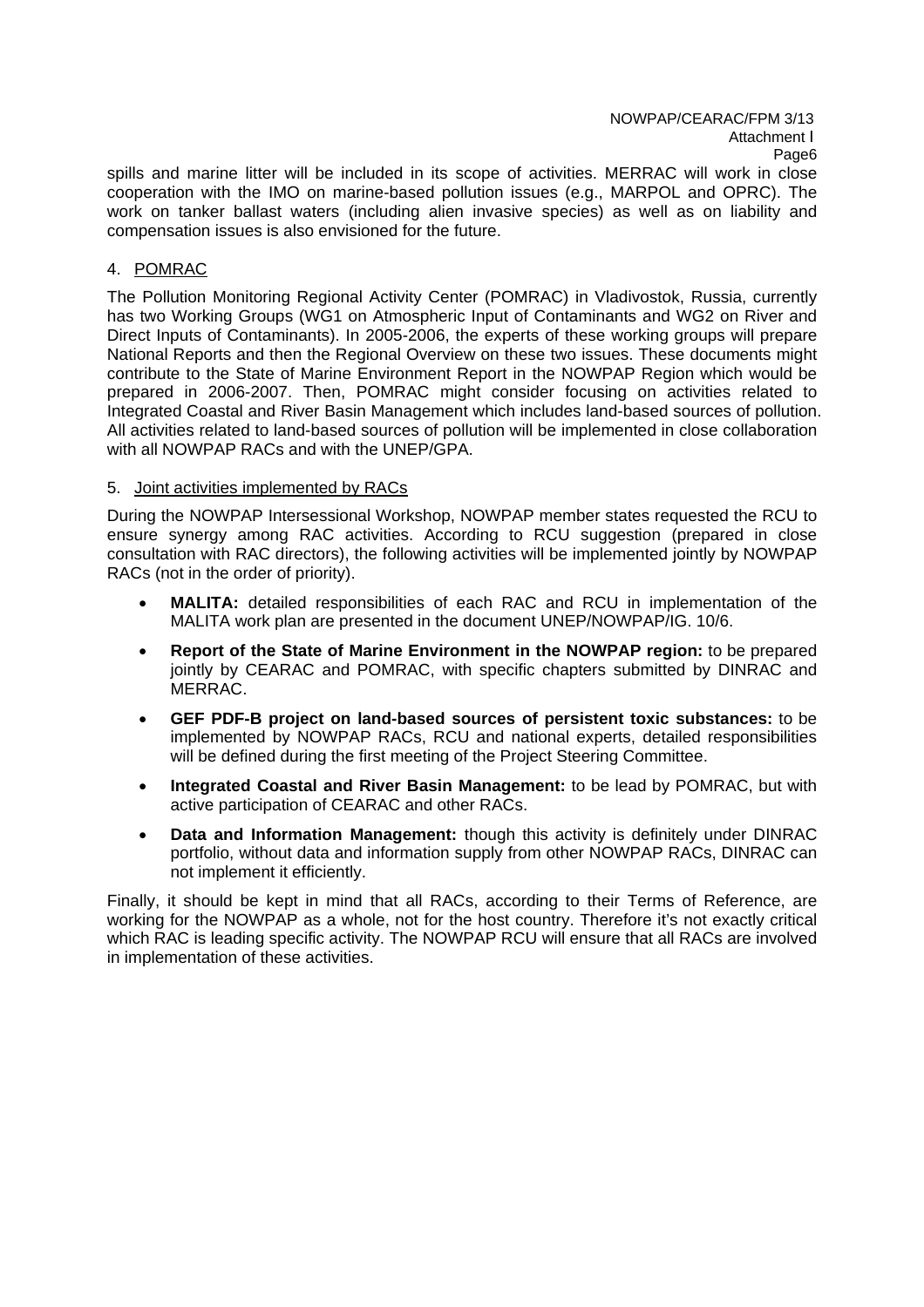spills and marine litter will be included in its scope of activities. MERRAC will work in close cooperation with the IMO on marine-based pollution issues (e.g., MARPOL and OPRC). The work on tanker ballast waters (including alien invasive species) as well as on liability and compensation issues is also envisioned for the future.

4. POMRAC

The Pollution Monitoring Regional Activity Center (POMRAC) in Vladivostok, Russia, currently has two Working Groups (WG1 on Atmospheric Input of Contaminants and WG2 on River and Direct Inputs of Contaminants). In 2005-2006, the experts of these working groups will prepare National Reports and then the Regional Overview on these two issues. These documents might contribute to the State of Marine Environment Report in the NOWPAP Region which would be prepared in 2006-2007. Then, POMRAC might consider focusing on activities related to Integrated Coastal and River Basin Management which includes land-based sources of pollution. All activities related to land-based sources of pollution will be implemented in close collaboration with all NOWPAP RACs and with the UNEP/GPA.

5. Joint activities implemented by RACs

During the NOWPAP Intersessional Workshop, NOWPAP member states requested the RCU to ensure synergy among RAC activities. According to RCU suggestion (prepared in close consultation with RAC directors), the following activities will be implemented jointly by NOWPAP RACs (not in the order of priority).

- **MALITA:** detailed responsibilities of each RAC and RCU in implementation of the MALITA work plan are presented in the document UNEP/NOWPAP/IG. 10/6.
- **Report of the State of Marine Environment in the NOWPAP region:** to be prepared jointly by CEARAC and POMRAC, with specific chapters submitted by DINRAC and MERRAC.
- **GEF PDF-B project on land-based sources of persistent toxic substances:** to be implemented by NOWPAP RACs, RCU and national experts, detailed responsibilities will be defined during the first meeting of the Project Steering Committee.
- **Integrated Coastal and River Basin Management:** to be lead by POMRAC, but with active participation of CEARAC and other RACs.
- **Data and Information Management:** though this activity is definitely under DINRAC portfolio, without data and information supply from other NOWPAP RACs, DINRAC can not implement it efficiently.

Finally, it should be kept in mind that all RACs, according to their Terms of Reference, are working for the NOWPAP as a whole, not for the host country. Therefore it's not exactly critical which RAC is leading specific activity. The NOWPAP RCU will ensure that all RACs are involved in implementation of these activities.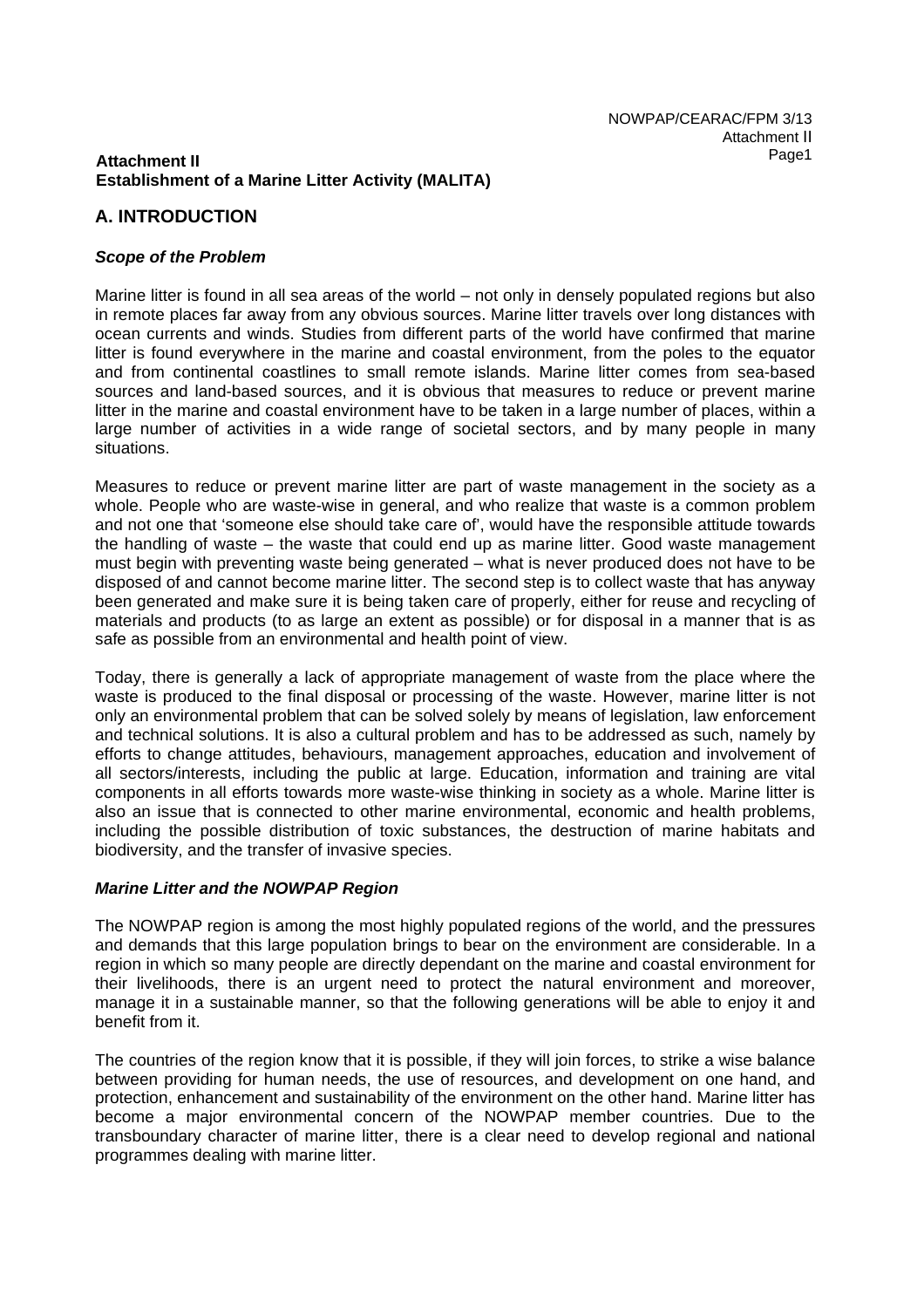**Attachment II**
**Establishment of a Marine Litter Activity (MALITA)**

## A. INTRODUCTION

### *Scope of the Problem*

Marine litter is found in all sea areas of the world – not only in densely populated regions but also in remote places far away from any obvious sources. Marine litter travels over long distances with ocean currents and winds. Studies from different parts of the world have confirmed that marine litter is found everywhere in the marine and coastal environment, from the poles to the equator and from continental coastlines to small remote islands. Marine litter comes from sea-based sources and land-based sources, and it is obvious that measures to reduce or prevent marine litter in the marine and coastal environment have to be taken in a large number of places, within a large number of activities in a wide range of societal sectors, and by many people in many situations.

Measures to reduce or prevent marine litter are part of waste management in the society as a whole. People who are waste-wise in general, and who realize that waste is a common problem and not one that 'someone else should take care of', would have the responsible attitude towards the handling of waste – the waste that could end up as marine litter. Good waste management must begin with preventing waste being generated – what is never produced does not have to be disposed of and cannot become marine litter. The second step is to collect waste that has anyway been generated and make sure it is being taken care of properly, either for reuse and recycling of materials and products (to as large an extent as possible) or for disposal in a manner that is as safe as possible from an environmental and health point of view.

Today, there is generally a lack of appropriate management of waste from the place where the waste is produced to the final disposal or processing of the waste. However, marine litter is not only an environmental problem that can be solved solely by means of legislation, law enforcement and technical solutions. It is also a cultural problem and has to be addressed as such, namely by efforts to change attitudes, behaviours, management approaches, education and involvement of all sectors/interests, including the public at large. Education, information and training are vital components in all efforts towards more waste-wise thinking in society as a whole. Marine litter is also an issue that is connected to other marine environmental, economic and health problems, including the possible distribution of toxic substances, the destruction of marine habitats and biodiversity, and the transfer of invasive species.

### *Marine Litter and the NOWPAP Region*

The NOWPAP region is among the most highly populated regions of the world, and the pressures and demands that this large population brings to bear on the environment are considerable. In a region in which so many people are directly dependant on the marine and coastal environment for their livelihoods, there is an urgent need to protect the natural environment and moreover, manage it in a sustainable manner, so that the following generations will be able to enjoy it and benefit from it.

The countries of the region know that it is possible, if they will join forces, to strike a wise balance between providing for human needs, the use of resources, and development on one hand, and protection, enhancement and sustainability of the environment on the other hand. Marine litter has become a major environmental concern of the NOWPAP member countries. Due to the transboundary character of marine litter, there is a clear need to develop regional and national programmes dealing with marine litter.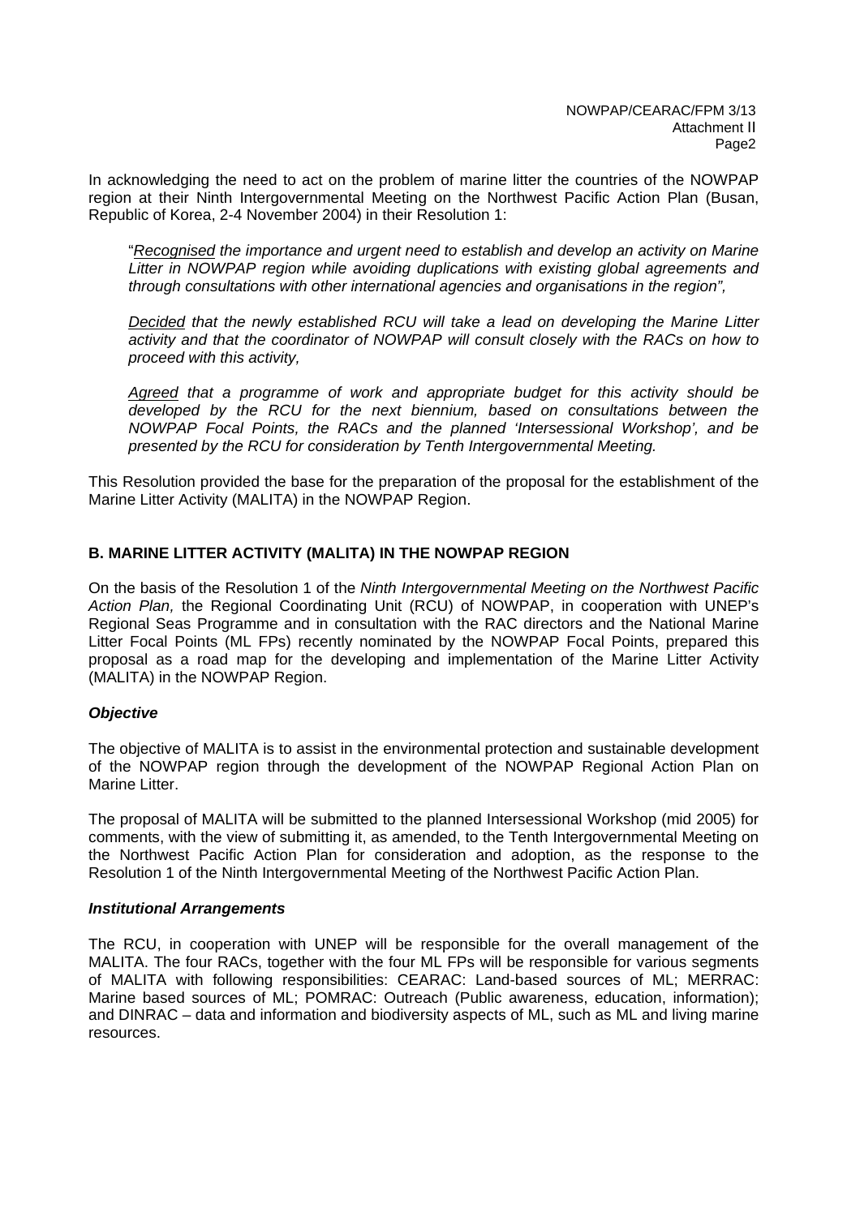In acknowledging the need to act on the problem of marine litter the countries of the NOWPAP region at their Ninth Intergovernmental Meeting on the Northwest Pacific Action Plan (Busan, Republic of Korea, 2-4 November 2004) in their Resolution 1:

> "*Recognised the importance and urgent need to establish and develop an activity on Marine Litter in NOWPAP region while avoiding duplications with existing global agreements and through consultations with other international agencies and organisations in the region",*
>
> *Decided that the newly established RCU will take a lead on developing the Marine Litter activity and that the coordinator of NOWPAP will consult closely with the RACs on how to proceed with this activity,*
>
> *Agreed that a programme of work and appropriate budget for this activity should be developed by the RCU for the next biennium, based on consultations between the NOWPAP Focal Points, the RACs and the planned 'Intersessional Workshop', and be presented by the RCU for consideration by Tenth Intergovernmental Meeting.*

This Resolution provided the base for the preparation of the proposal for the establishment of the Marine Litter Activity (MALITA) in the NOWPAP Region.

## B. MARINE LITTER ACTIVITY (MALITA) IN THE NOWPAP REGION

On the basis of the Resolution 1 of the *Ninth Intergovernmental Meeting on the Northwest Pacific Action Plan,* the Regional Coordinating Unit (RCU) of NOWPAP, in cooperation with UNEP's Regional Seas Programme and in consultation with the RAC directors and the National Marine Litter Focal Points (ML FPs) recently nominated by the NOWPAP Focal Points, prepared this proposal as a road map for the developing and implementation of the Marine Litter Activity (MALITA) in the NOWPAP Region.

### *Objective*

The objective of MALITA is to assist in the environmental protection and sustainable development of the NOWPAP region through the development of the NOWPAP Regional Action Plan on Marine Litter.

The proposal of MALITA will be submitted to the planned Intersessional Workshop (mid 2005) for comments, with the view of submitting it, as amended, to the Tenth Intergovernmental Meeting on the Northwest Pacific Action Plan for consideration and adoption, as the response to the Resolution 1 of the Ninth Intergovernmental Meeting of the Northwest Pacific Action Plan.

### *Institutional Arrangements*

The RCU, in cooperation with UNEP will be responsible for the overall management of the MALITA. The four RACs, together with the four ML FPs will be responsible for various segments of MALITA with following responsibilities: CEARAC: Land-based sources of ML; MERRAC: Marine based sources of ML; POMRAC: Outreach (Public awareness, education, information); and DINRAC – data and information and biodiversity aspects of ML, such as ML and living marine resources.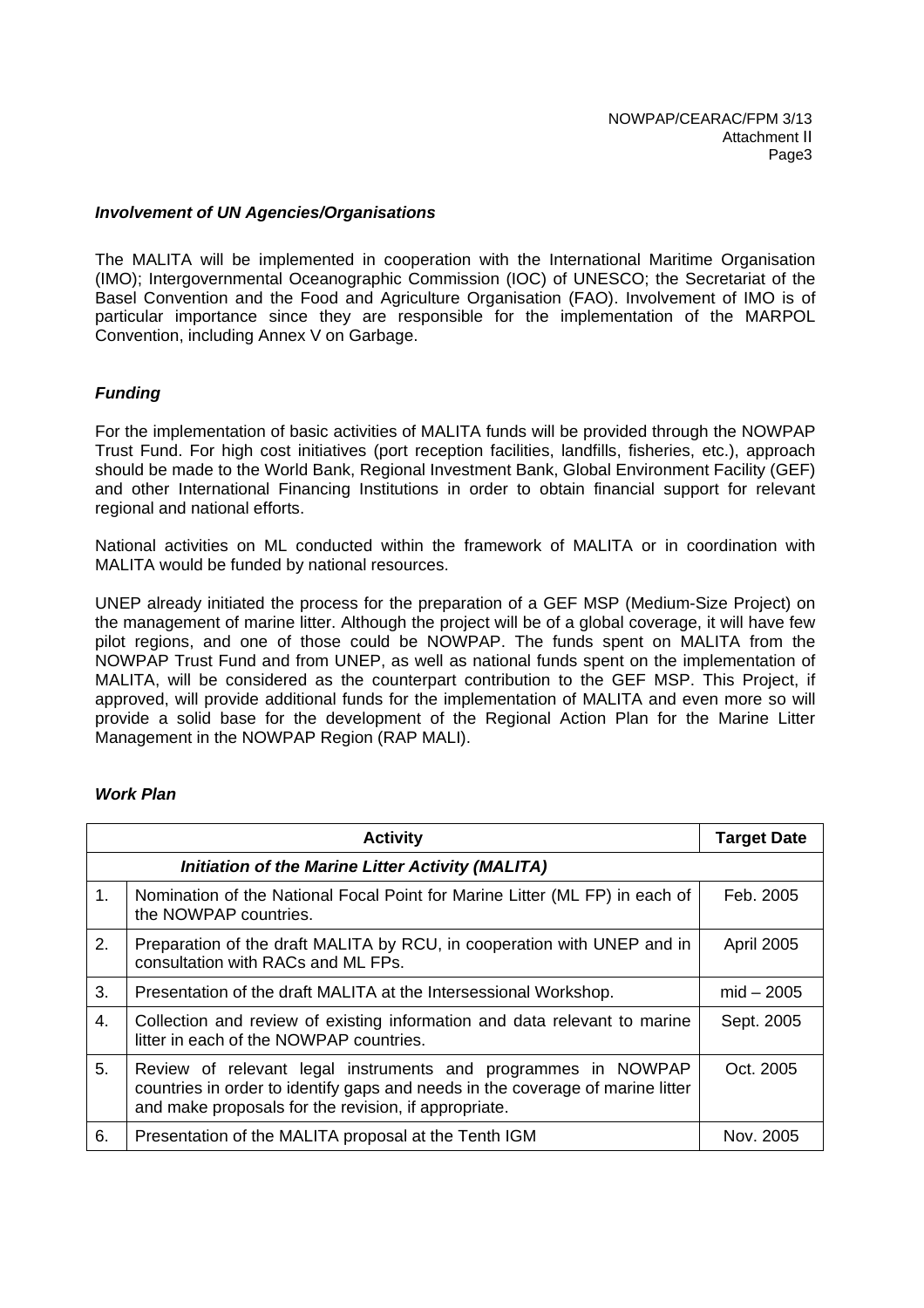***Involvement of UN Agencies/Organisations***

The MALITA will be implemented in cooperation with the International Maritime Organisation (IMO); Intergovernmental Oceanographic Commission (IOC) of UNESCO; the Secretariat of the Basel Convention and the Food and Agriculture Organisation (FAO). Involvement of IMO is of particular importance since they are responsible for the implementation of the MARPOL Convention, including Annex V on Garbage.

***Funding***

For the implementation of basic activities of MALITA funds will be provided through the NOWPAP Trust Fund. For high cost initiatives (port reception facilities, landfills, fisheries, etc.), approach should be made to the World Bank, Regional Investment Bank, Global Environment Facility (GEF) and other International Financing Institutions in order to obtain financial support for relevant regional and national efforts.

National activities on ML conducted within the framework of MALITA or in coordination with MALITA would be funded by national resources.

UNEP already initiated the process for the preparation of a GEF MSP (Medium-Size Project) on the management of marine litter. Although the project will be of a global coverage, it will have few pilot regions, and one of those could be NOWPAP. The funds spent on MALITA from the NOWPAP Trust Fund and from UNEP, as well as national funds spent on the implementation of MALITA, will be considered as the counterpart contribution to the GEF MSP. This Project, if approved, will provide additional funds for the implementation of MALITA and even more so will provide a solid base for the development of the Regional Action Plan for the Marine Litter Management in the NOWPAP Region (RAP MALI).

***Work Plan***

| | Activity | Target Date |
|---|---|---|
| | ***Initiation of the Marine Litter Activity (MALITA)*** | |
| 1. | Nomination of the National Focal Point for Marine Litter (ML FP) in each of the NOWPAP countries. | Feb. 2005 |
| 2. | Preparation of the draft MALITA by RCU, in cooperation with UNEP and in consultation with RACs and ML FPs. | April 2005 |
| 3. | Presentation of the draft MALITA at the Intersessional Workshop. | mid – 2005 |
| 4. | Collection and review of existing information and data relevant to marine litter in each of the NOWPAP countries. | Sept. 2005 |
| 5. | Review of relevant legal instruments and programmes in NOWPAP countries in order to identify gaps and needs in the coverage of marine litter and make proposals for the revision, if appropriate. | Oct. 2005 |
| 6. | Presentation of the MALITA proposal at the Tenth IGM | Nov. 2005 |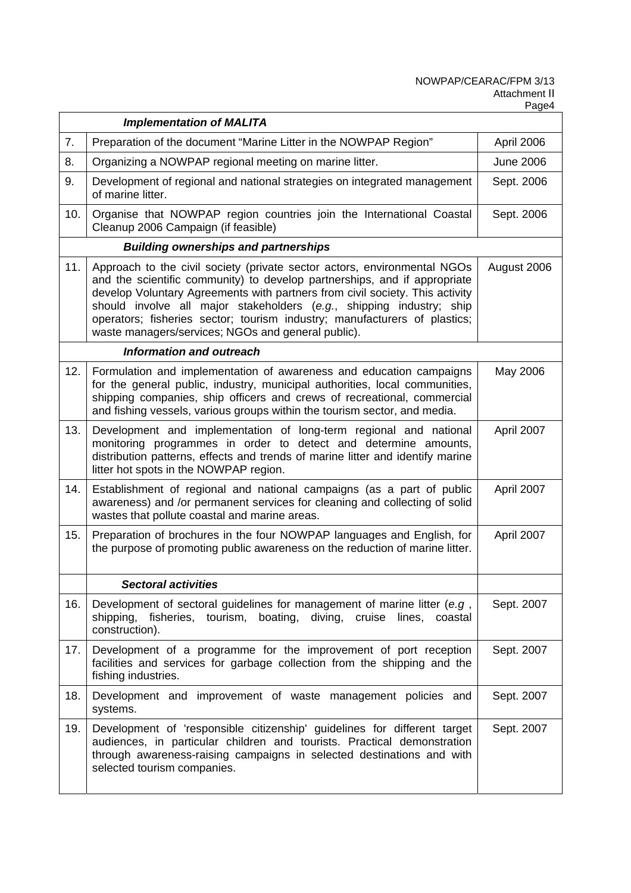| | *Implementation of MALITA* | |
|---|---|---|
| 7. | Preparation of the document “Marine Litter in the NOWPAP Region” | April 2006 |
| 8. | Organizing a NOWPAP regional meeting on marine litter. | June 2006 |
| 9. | Development of regional and national strategies on integrated management of marine litter. | Sept. 2006 |
| 10. | Organise that NOWPAP region countries join the International Coastal Cleanup 2006 Campaign (if feasible) | Sept. 2006 |
| | ***Building ownerships and partnerships*** | |
| 11. | Approach to the civil society (private sector actors, environmental NGOs and the scientific community) to develop partnerships, and if appropriate develop Voluntary Agreements with partners from civil society. This activity should involve all major stakeholders (*e.g.*, shipping industry; ship operators; fisheries sector; tourism industry; manufacturers of plastics; waste managers/services; NGOs and general public). | August 2006 |
| | ***Information and outreach*** | |
| 12. | Formulation and implementation of awareness and education campaigns for the general public, industry, municipal authorities, local communities, shipping companies, ship officers and crews of recreational, commercial and fishing vessels, various groups within the tourism sector, and media. | May 2006 |
| 13. | Development and implementation of long-term regional and national monitoring programmes in order to detect and determine amounts, distribution patterns, effects and trends of marine litter and identify marine litter hot spots in the NOWPAP region. | April 2007 |
| 14. | Establishment of regional and national campaigns (as a part of public awareness) and /or permanent services for cleaning and collecting of solid wastes that pollute coastal and marine areas. | April 2007 |
| 15. | Preparation of brochures in the four NOWPAP languages and English, for the purpose of promoting public awareness on the reduction of marine litter. | April 2007 |
| | ***Sectoral activities*** | |
| 16. | Development of sectoral guidelines for management of marine litter (*e.g* , shipping, fisheries, tourism, boating, diving, cruise lines, coastal construction). | Sept. 2007 |
| 17. | Development of a programme for the improvement of port reception facilities and services for garbage collection from the shipping and the fishing industries. | Sept. 2007 |
| 18. | Development and improvement of waste management policies and systems. | Sept. 2007 |
| 19. | Development of 'responsible citizenship' guidelines for different target audiences, in particular children and tourists. Practical demonstration through awareness-raising campaigns in selected destinations and with selected tourism companies. | Sept. 2007 |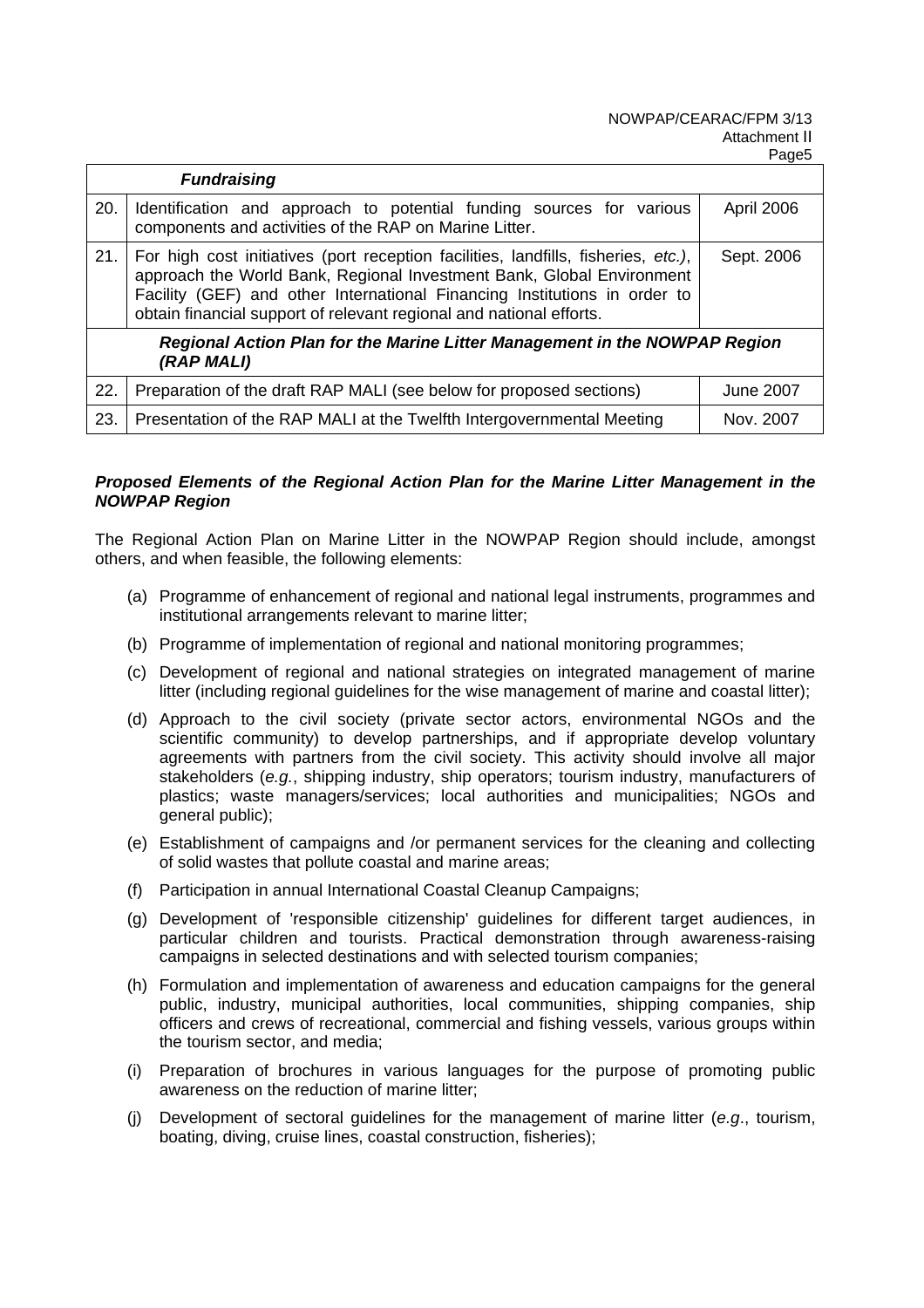| | | |
|---|---|---|
| | ***Fundraising*** | |
| 20. | Identification and approach to potential funding sources for various components and activities of the RAP on Marine Litter. | April 2006 |
| 21. | For high cost initiatives (port reception facilities, landfills, fisheries, *etc.)*, approach the World Bank, Regional Investment Bank, Global Environment Facility (GEF) and other International Financing Institutions in order to obtain financial support of relevant regional and national efforts. | Sept. 2006 |
| | ***Regional Action Plan for the Marine Litter Management in the NOWPAP Region (RAP MALI)*** | |
| 22. | Preparation of the draft RAP MALI (see below for proposed sections) | June 2007 |
| 23. | Presentation of the RAP MALI at the Twelfth Intergovernmental Meeting | Nov. 2007 |

***Proposed Elements of the Regional Action Plan for the Marine Litter Management in the NOWPAP Region***

The Regional Action Plan on Marine Litter in the NOWPAP Region should include, amongst others, and when feasible, the following elements:

(a) Programme of enhancement of regional and national legal instruments, programmes and institutional arrangements relevant to marine litter;

(b) Programme of implementation of regional and national monitoring programmes;

(c) Development of regional and national strategies on integrated management of marine litter (including regional guidelines for the wise management of marine and coastal litter);

(d) Approach to the civil society (private sector actors, environmental NGOs and the scientific community) to develop partnerships, and if appropriate develop voluntary agreements with partners from the civil society. This activity should involve all major stakeholders (*e.g.*, shipping industry, ship operators; tourism industry, manufacturers of plastics; waste managers/services; local authorities and municipalities; NGOs and general public);

(e) Establishment of campaigns and /or permanent services for the cleaning and collecting of solid wastes that pollute coastal and marine areas;

(f) Participation in annual International Coastal Cleanup Campaigns;

(g) Development of 'responsible citizenship' guidelines for different target audiences, in particular children and tourists. Practical demonstration through awareness-raising campaigns in selected destinations and with selected tourism companies;

(h) Formulation and implementation of awareness and education campaigns for the general public, industry, municipal authorities, local communities, shipping companies, ship officers and crews of recreational, commercial and fishing vessels, various groups within the tourism sector, and media;

(i) Preparation of brochures in various languages for the purpose of promoting public awareness on the reduction of marine litter;

(j) Development of sectoral guidelines for the management of marine litter (*e.g*., tourism, boating, diving, cruise lines, coastal construction, fisheries);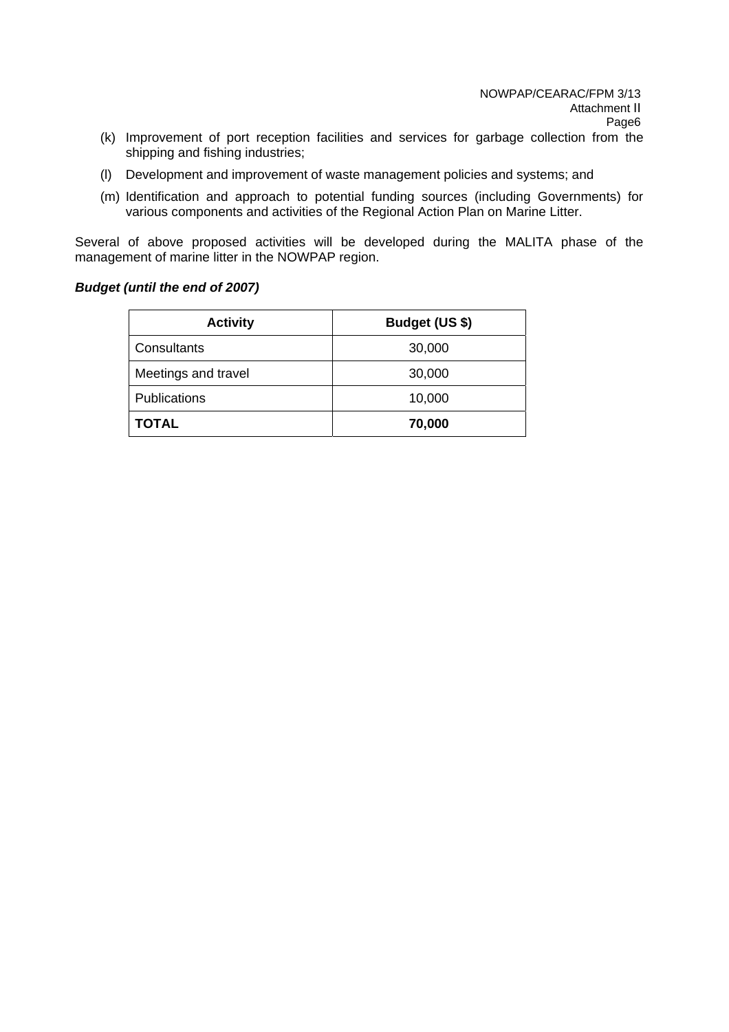(k) Improvement of port reception facilities and services for garbage collection from the shipping and fishing industries;

(l) Development and improvement of waste management policies and systems; and

(m) Identification and approach to potential funding sources (including Governments) for various components and activities of the Regional Action Plan on Marine Litter.

Several of above proposed activities will be developed during the MALITA phase of the management of marine litter in the NOWPAP region.

***Budget (until the end of 2007)***

| Activity | Budget (US $) |
|---|---|
| Consultants | 30,000 |
| Meetings and travel | 30,000 |
| Publications | 10,000 |
| **TOTAL** | **70,000** |